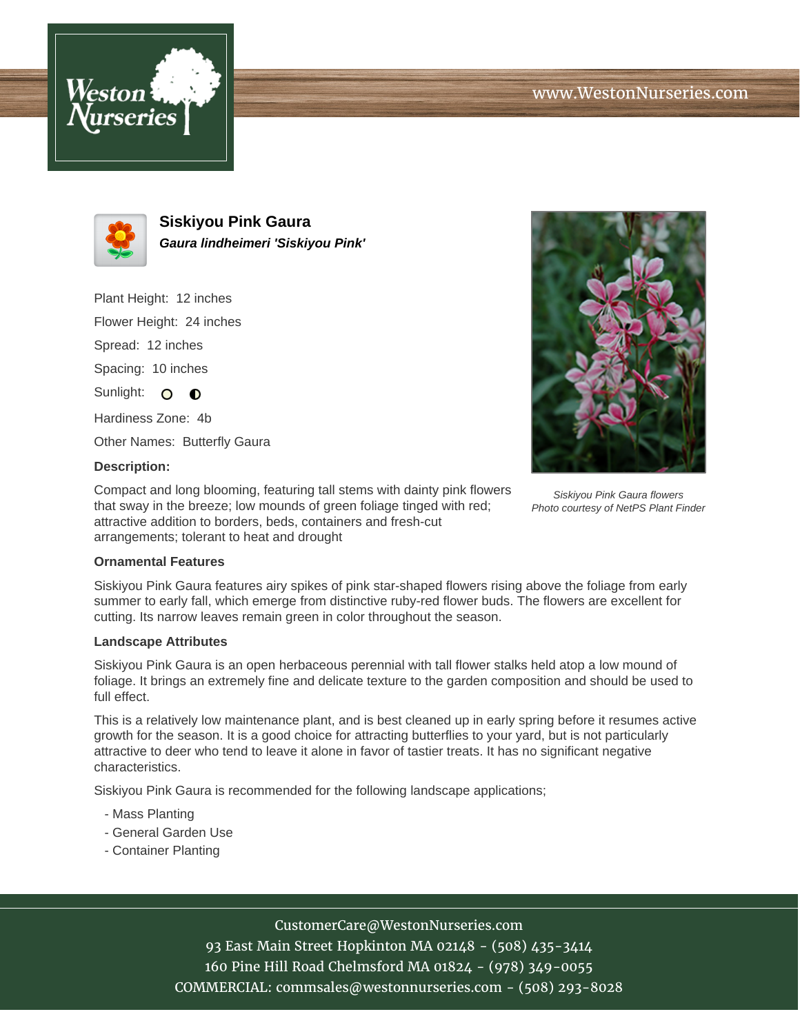# Siskiyou Pink Gaura

***Gaura lindheimeri 'Siskiyou Pink'***

Plant Height: 12 inches

Flower Height: 24 inches

Spread: 12 inches

Spacing: 10 inches

Sunlight:

Hardiness Zone: 4b

Other Names: Butterfly Gaura

**Description:**

Compact and long blooming, featuring tall stems with dainty pink flowers that sway in the breeze; low mounds of green foliage tinged with red; attractive addition to borders, beds, containers and fresh-cut arrangements; tolerant to heat and drought

*Siskiyou Pink Gaura flowers*
*Photo courtesy of NetPS Plant Finder*

**Ornamental Features**

Siskiyou Pink Gaura features airy spikes of pink star-shaped flowers rising above the foliage from early summer to early fall, which emerge from distinctive ruby-red flower buds. The flowers are excellent for cutting. Its narrow leaves remain green in color throughout the season.

**Landscape Attributes**

Siskiyou Pink Gaura is an open herbaceous perennial with tall flower stalks held atop a low mound of foliage. It brings an extremely fine and delicate texture to the garden composition and should be used to full effect.

This is a relatively low maintenance plant, and is best cleaned up in early spring before it resumes active growth for the season. It is a good choice for attracting butterflies to your yard, but is not particularly attractive to deer who tend to leave it alone in favor of tastier treats. It has no significant negative characteristics.

Siskiyou Pink Gaura is recommended for the following landscape applications;

- Mass Planting
- General Garden Use
- Container Planting

CustomerCare@WestonNurseries.com
93 East Main Street Hopkinton MA 02148 - (508) 435-3414
160 Pine Hill Road Chelmsford MA 01824 - (978) 349-0055
COMMERCIAL: commsales@westonnurseries.com - (508) 293-8028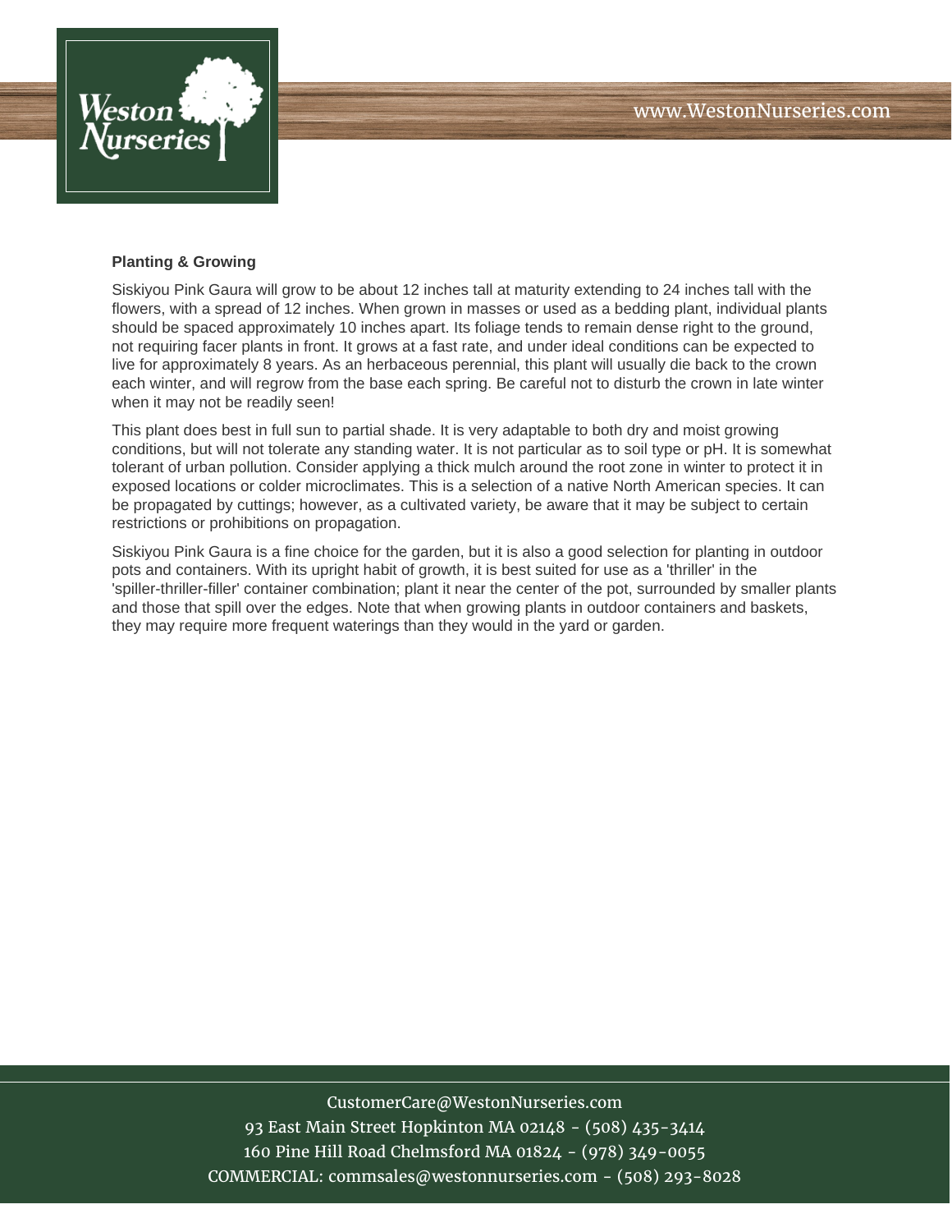**Planting & Growing**

Siskiyou Pink Gaura will grow to be about 12 inches tall at maturity extending to 24 inches tall with the flowers, with a spread of 12 inches. When grown in masses or used as a bedding plant, individual plants should be spaced approximately 10 inches apart. Its foliage tends to remain dense right to the ground, not requiring facer plants in front. It grows at a fast rate, and under ideal conditions can be expected to live for approximately 8 years. As an herbaceous perennial, this plant will usually die back to the crown each winter, and will regrow from the base each spring. Be careful not to disturb the crown in late winter when it may not be readily seen!

This plant does best in full sun to partial shade. It is very adaptable to both dry and moist growing conditions, but will not tolerate any standing water. It is not particular as to soil type or pH. It is somewhat tolerant of urban pollution. Consider applying a thick mulch around the root zone in winter to protect it in exposed locations or colder microclimates. This is a selection of a native North American species. It can be propagated by cuttings; however, as a cultivated variety, be aware that it may be subject to certain restrictions or prohibitions on propagation.

Siskiyou Pink Gaura is a fine choice for the garden, but it is also a good selection for planting in outdoor pots and containers. With its upright habit of growth, it is best suited for use as a 'thriller' in the 'spiller-thriller-filler' container combination; plant it near the center of the pot, surrounded by smaller plants and those that spill over the edges. Note that when growing plants in outdoor containers and baskets, they may require more frequent waterings than they would in the yard or garden.